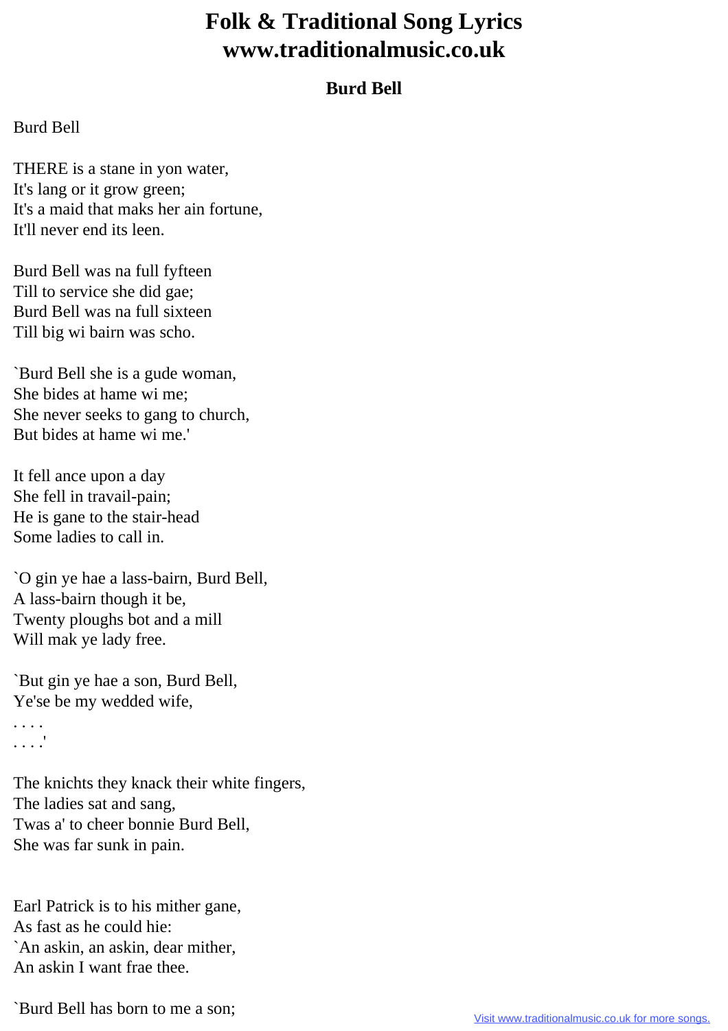# Folk & Traditional Song Lyrics
# www.traditionalmusic.co.uk

### Burd Bell

Burd Bell

THERE is a stane in yon water,
It's lang or it grow green;
It's a maid that maks her ain fortune,
It'll never end its leen.

Burd Bell was na full fyfteen
Till to service she did gae;
Burd Bell was na full sixteen
Till big wi bairn was scho.

`Burd Bell she is a gude woman,
She bides at hame wi me;
She never seeks to gang to church,
But bides at hame wi me.'

It fell ance upon a day
She fell in travail-pain;
He is gane to the stair-head
Some ladies to call in.

`O gin ye hae a lass-bairn, Burd Bell,
A lass-bairn though it be,
Twenty ploughs bot and a mill
Will mak ye lady free.

`But gin ye hae a son, Burd Bell,
Ye'se be my wedded wife,
. . . .
. . . .'

The knichts they knack their white fingers,
The ladies sat and sang,
Twas a' to cheer bonnie Burd Bell,
She was far sunk in pain.

Earl Patrick is to his mither gane,
As fast as he could hie:
`An askin, an askin, dear mither,
An askin I want frae thee.

`Burd Bell has born to me a son;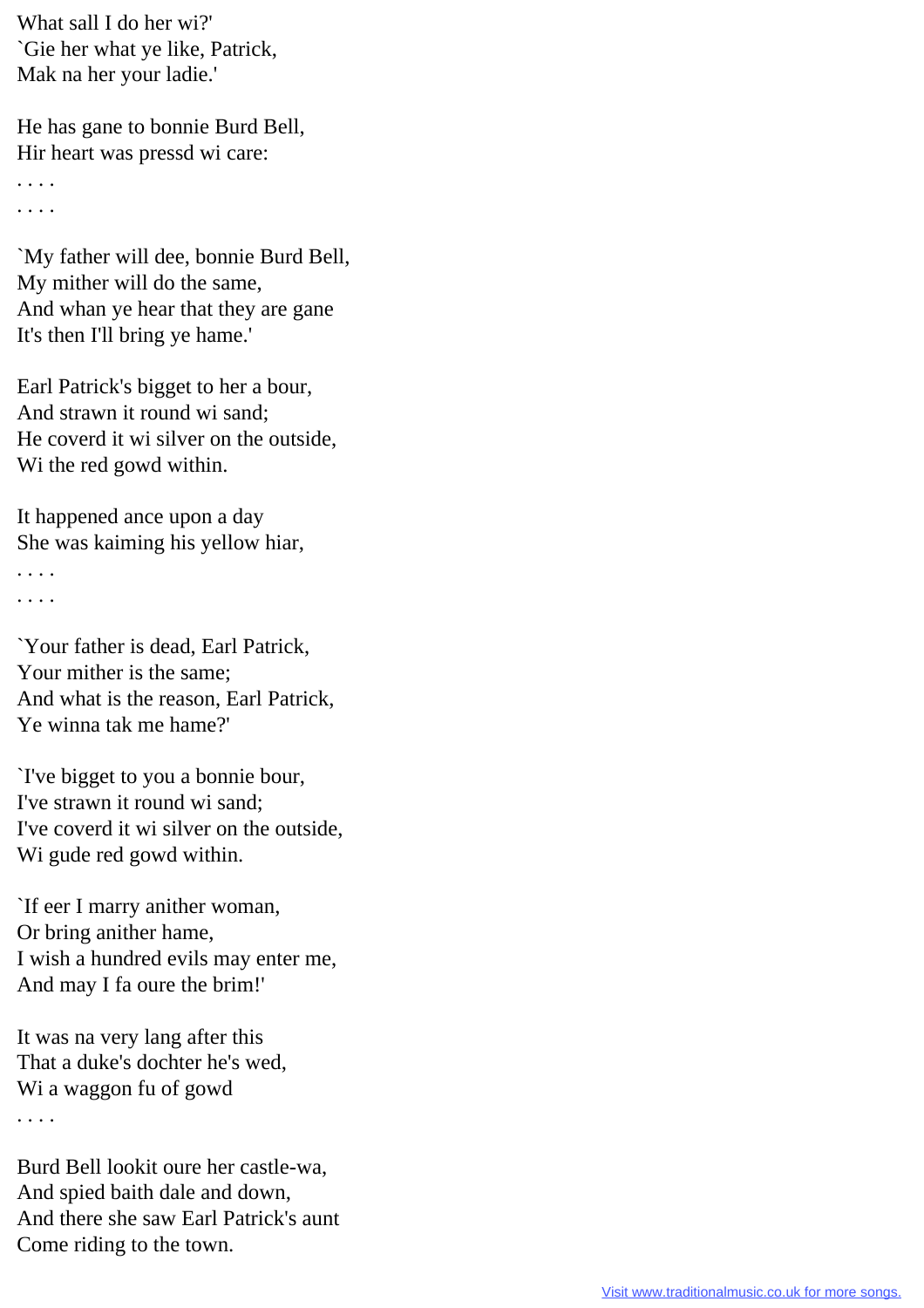What sall I do her wi?'
`Gie her what ye like, Patrick,
Mak na her your ladie.'

He has gane to bonnie Burd Bell,
Hir heart was pressd wi care:
. . . .
. . . .

`My father will dee, bonnie Burd Bell,
My mither will do the same,
And whan ye hear that they are gane
It's then I'll bring ye hame.'

Earl Patrick's bigget to her a bour,
And strawn it round wi sand;
He coverd it wi silver on the outside,
Wi the red gowd within.

It happened ance upon a day
She was kaiming his yellow hiar,
. . . .
. . . .

`Your father is dead, Earl Patrick,
Your mither is the same;
And what is the reason, Earl Patrick,
Ye winna tak me hame?'

`I've bigget to you a bonnie bour,
I've strawn it round wi sand;
I've coverd it wi silver on the outside,
Wi gude red gowd within.

`If eer I marry anither woman,
Or bring anither hame,
I wish a hundred evils may enter me,
And may I fa oure the brim!'

It was na very lang after this
That a duke's dochter he's wed,
Wi a waggon fu of gowd
. . . .

Burd Bell lookit oure her castle-wa,
And spied baith dale and down,
And there she saw Earl Patrick's aunt
Come riding to the town.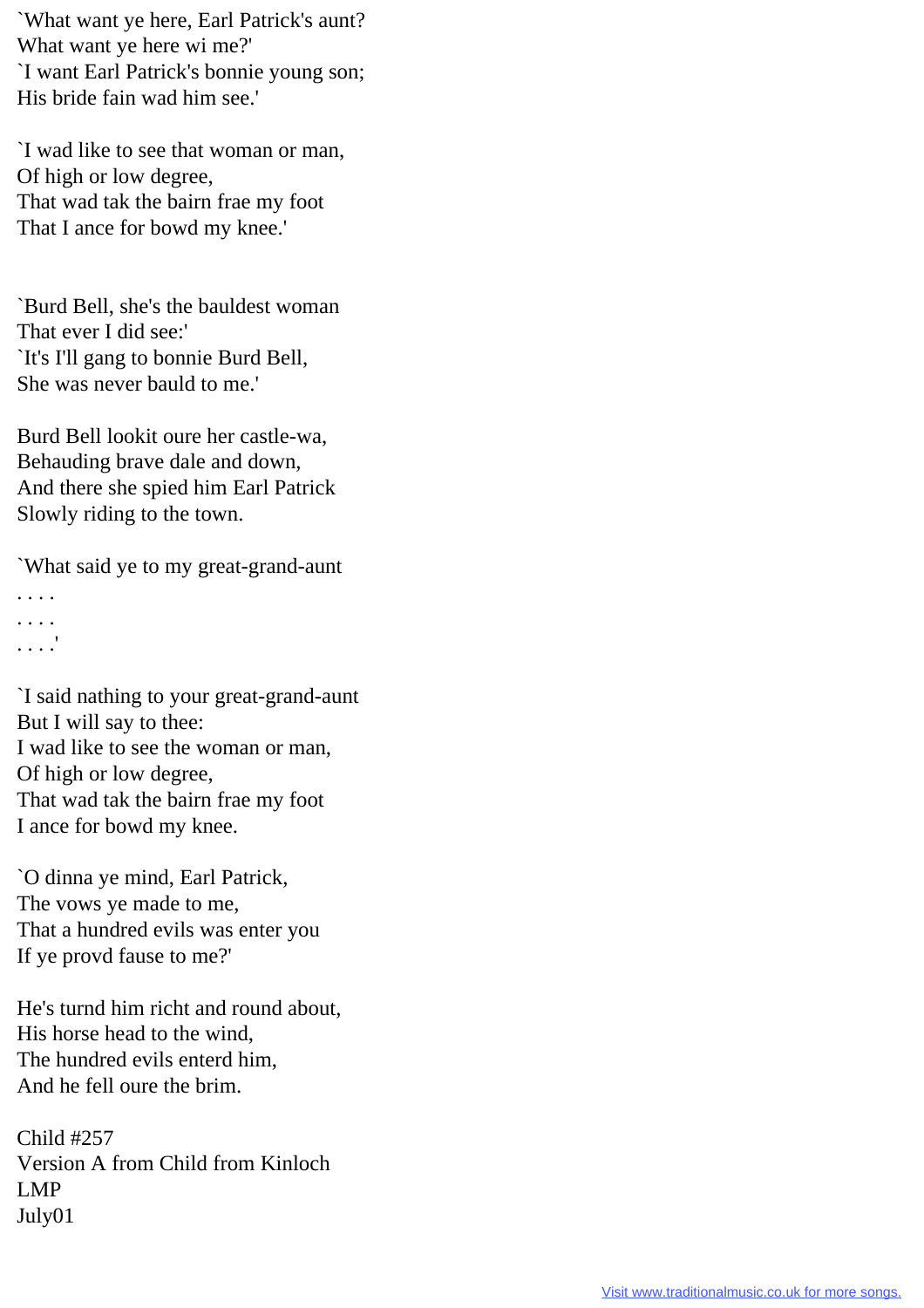`What want ye here, Earl Patrick's aunt?
What want ye here wi me?'
`I want Earl Patrick's bonnie young son;
His bride fain wad him see.'

`I wad like to see that woman or man,
Of high or low degree,
That wad tak the bairn frae my foot
That I ance for bowd my knee.'

`Burd Bell, she's the bauldest woman
That ever I did see:'
`It's I'll gang to bonnie Burd Bell,
She was never bauld to me.'

Burd Bell lookit oure her castle-wa,
Behauding brave dale and down,
And there she spied him Earl Patrick
Slowly riding to the town.

`What said ye to my great-grand-aunt
. . . .
. . . .
. . . .'

`I said nathing to your great-grand-aunt
But I will say to thee:
I wad like to see the woman or man,
Of high or low degree,
That wad tak the bairn frae my foot
I ance for bowd my knee.

`O dinna ye mind, Earl Patrick,
The vows ye made to me,
That a hundred evils was enter you
If ye provd fause to me?'

He's turnd him richt and round about,
His horse head to the wind,
The hundred evils enterd him,
And he fell oure the brim.

Child #257
Version A from Child from Kinloch
LMP
July01